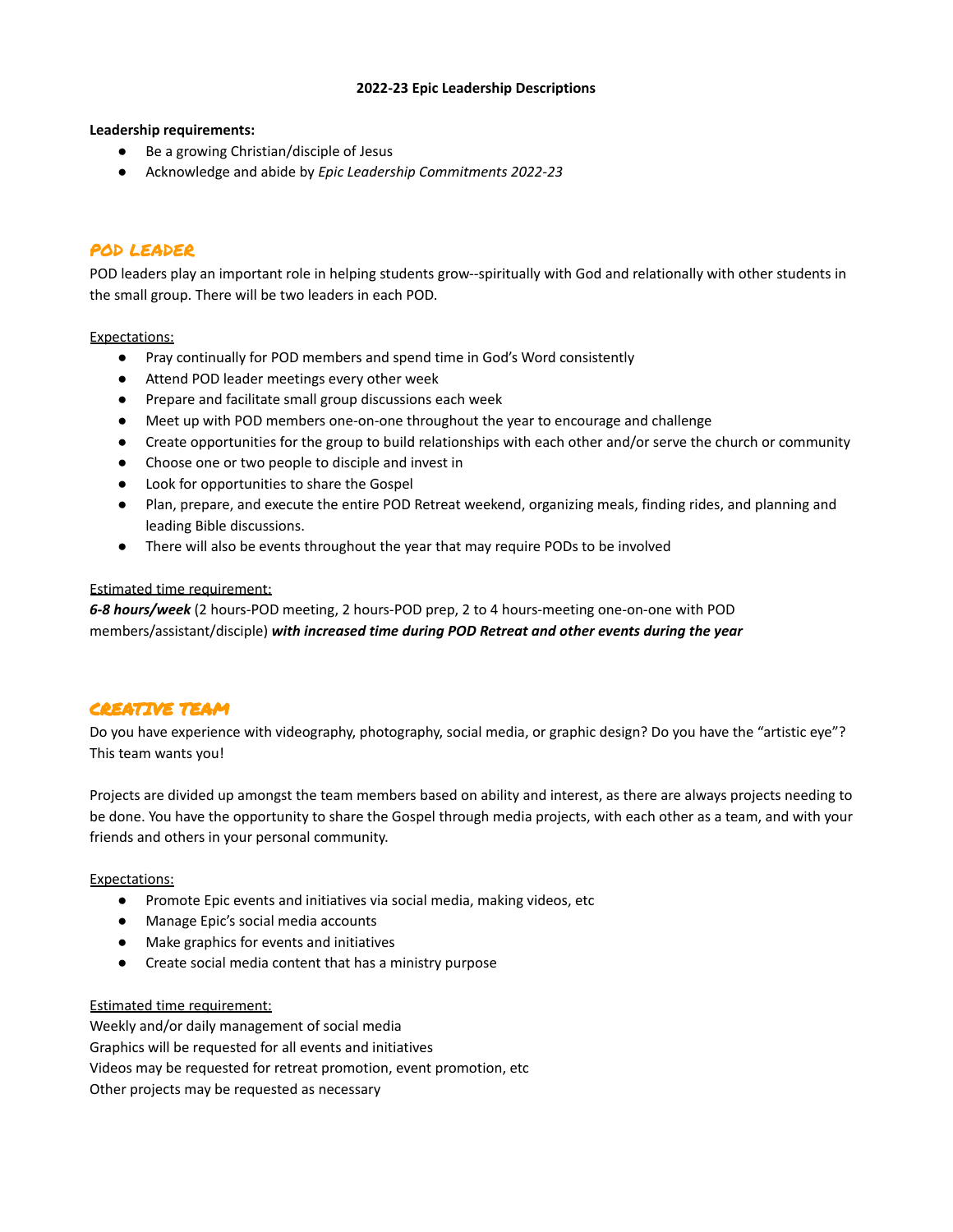**2022-23 Epic Leadership Descriptions**

**Leadership requirements:**

- Be a growing Christian/disciple of Jesus
- Acknowledge and abide by *Epic Leadership Commitments 2022-23*

## POD LEADER

POD leaders play an important role in helping students grow--spiritually with God and relationally with other students in the small group. There will be two leaders in each POD.

Expectations:

- Pray continually for POD members and spend time in God's Word consistently
- Attend POD leader meetings every other week
- Prepare and facilitate small group discussions each week
- Meet up with POD members one-on-one throughout the year to encourage and challenge
- Create opportunities for the group to build relationships with each other and/or serve the church or community
- Choose one or two people to disciple and invest in
- Look for opportunities to share the Gospel
- Plan, prepare, and execute the entire POD Retreat weekend, organizing meals, finding rides, and planning and leading Bible discussions.
- There will also be events throughout the year that may require PODs to be involved

Estimated time requirement:

***6-8 hours/week*** (2 hours-POD meeting, 2 hours-POD prep, 2 to 4 hours-meeting one-on-one with POD members/assistant/disciple) ***with increased time during POD Retreat and other events during the year***

## CREATIVE TEAM

Do you have experience with videography, photography, social media, or graphic design? Do you have the "artistic eye"? This team wants you!

Projects are divided up amongst the team members based on ability and interest, as there are always projects needing to be done. You have the opportunity to share the Gospel through media projects, with each other as a team, and with your friends and others in your personal community.

Expectations:

- Promote Epic events and initiatives via social media, making videos, etc
- Manage Epic's social media accounts
- Make graphics for events and initiatives
- Create social media content that has a ministry purpose

Estimated time requirement:

Weekly and/or daily management of social media
Graphics will be requested for all events and initiatives
Videos may be requested for retreat promotion, event promotion, etc
Other projects may be requested as necessary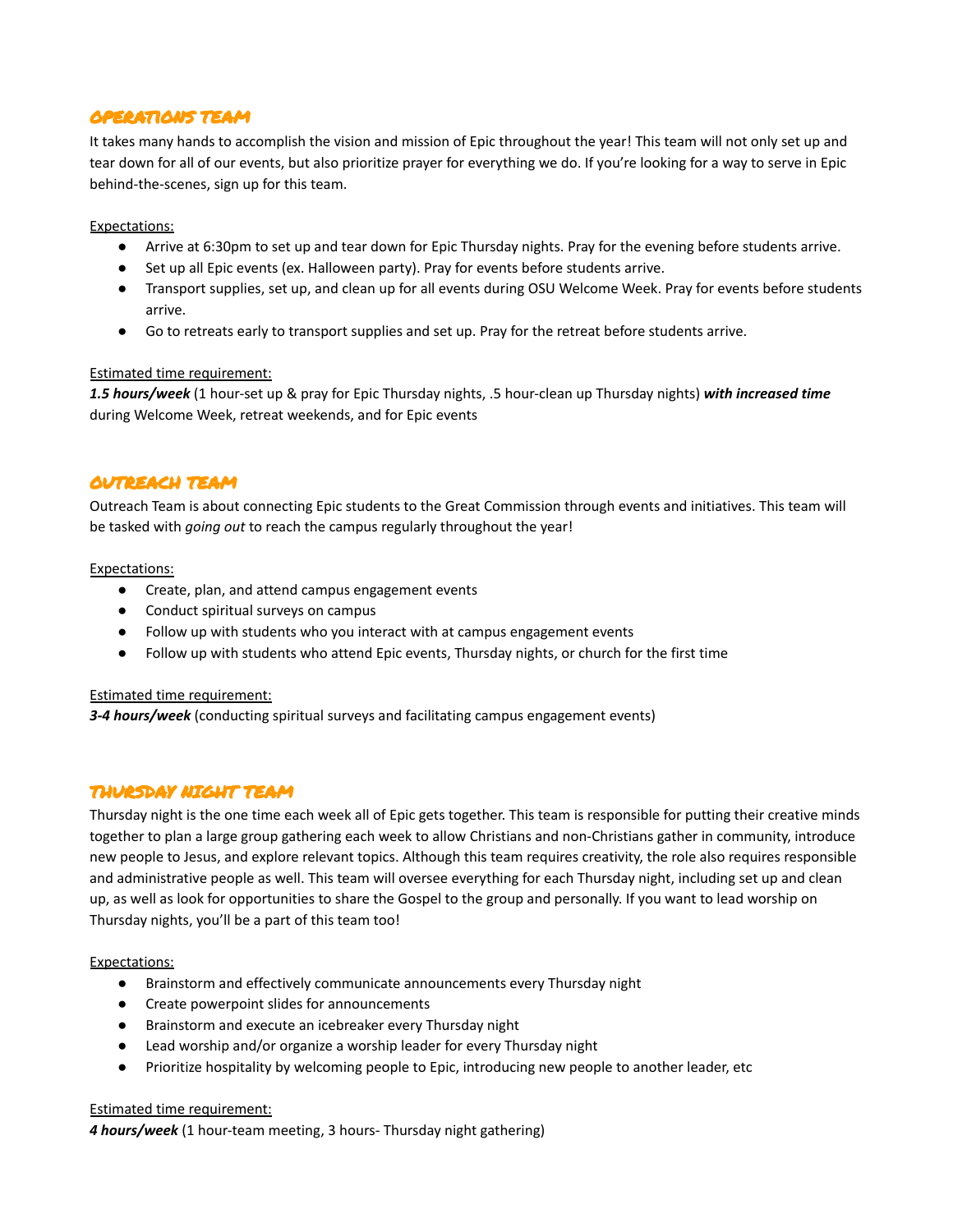## OPERATIONS TEAM

It takes many hands to accomplish the vision and mission of Epic throughout the year! This team will not only set up and tear down for all of our events, but also prioritize prayer for everything we do. If you're looking for a way to serve in Epic behind-the-scenes, sign up for this team.

Expectations:

- Arrive at 6:30pm to set up and tear down for Epic Thursday nights. Pray for the evening before students arrive.
- Set up all Epic events (ex. Halloween party). Pray for events before students arrive.
- Transport supplies, set up, and clean up for all events during OSU Welcome Week. Pray for events before students arrive.
- Go to retreats early to transport supplies and set up. Pray for the retreat before students arrive.

Estimated time requirement:

***1.5 hours/week*** (1 hour-set up & pray for Epic Thursday nights, .5 hour-clean up Thursday nights) ***with increased time*** during Welcome Week, retreat weekends, and for Epic events

## OUTREACH TEAM

Outreach Team is about connecting Epic students to the Great Commission through events and initiatives. This team will be tasked with *going out* to reach the campus regularly throughout the year!

Expectations:

- Create, plan, and attend campus engagement events
- Conduct spiritual surveys on campus
- Follow up with students who you interact with at campus engagement events
- Follow up with students who attend Epic events, Thursday nights, or church for the first time

Estimated time requirement:

***3-4 hours/week*** (conducting spiritual surveys and facilitating campus engagement events)

## THURSDAY NIGHT TEAM

Thursday night is the one time each week all of Epic gets together. This team is responsible for putting their creative minds together to plan a large group gathering each week to allow Christians and non-Christians gather in community, introduce new people to Jesus, and explore relevant topics. Although this team requires creativity, the role also requires responsible and administrative people as well. This team will oversee everything for each Thursday night, including set up and clean up, as well as look for opportunities to share the Gospel to the group and personally. If you want to lead worship on Thursday nights, you'll be a part of this team too!

Expectations:

- Brainstorm and effectively communicate announcements every Thursday night
- Create powerpoint slides for announcements
- Brainstorm and execute an icebreaker every Thursday night
- Lead worship and/or organize a worship leader for every Thursday night
- Prioritize hospitality by welcoming people to Epic, introducing new people to another leader, etc

Estimated time requirement:

***4 hours/week*** (1 hour-team meeting, 3 hours- Thursday night gathering)